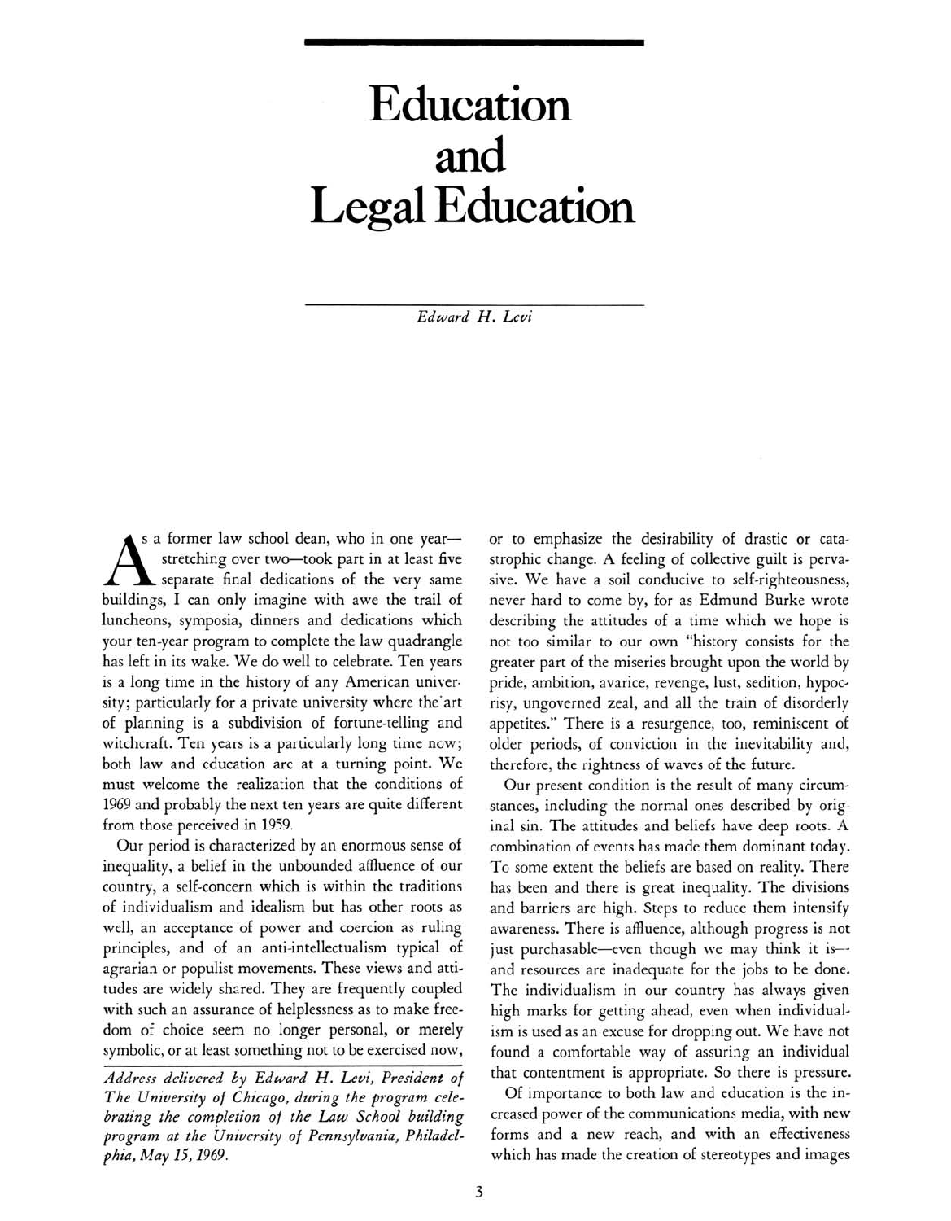# Education and Legal Education

*Edward H. Levi*

As a former law school dean, who in one year—stretching over two—took part in at least five separate final dedications of the very same buildings, I can only imagine with awe the trail of luncheons, symposia, dinners and dedications which your ten-year program to complete the law quadrangle has left in its wake. We do well to celebrate. Ten years is a long time in the history of any American university; particularly for a private university where the art of planning is a subdivision of fortune-telling and witchcraft. Ten years is a particularly long time now; both law and education are at a turning point. We must welcome the realization that the conditions of 1969 and probably the next ten years are quite different from those perceived in 1959.

Our period is characterized by an enormous sense of inequality, a belief in the unbounded affluence of our country, a self-concern which is within the traditions of individualism and idealism but has other roots as well, an acceptance of power and coercion as ruling principles, and of an anti-intellectualism typical of agrarian or populist movements. These views and attitudes are widely shared. They are frequently coupled with such an assurance of helplessness as to make freedom of choice seem no longer personal, or merely symbolic, or at least something not to be exercised now, or to emphasize the desirability of drastic or catastrophic change. A feeling of collective guilt is pervasive. We have a soil conducive to self-righteousness, never hard to come by, for as Edmund Burke wrote describing the attitudes of a time which we hope is not too similar to our own "history consists for the greater part of the miseries brought upon the world by pride, ambition, avarice, revenge, lust, sedition, hypocrisy, ungoverned zeal, and all the train of disorderly appetites." There is a resurgence, too, reminiscent of older periods, of conviction in the inevitability and, therefore, the rightness of waves of the future.

Our present condition is the result of many circumstances, including the normal ones described by original sin. The attitudes and beliefs have deep roots. A combination of events has made them dominant today. To some extent the beliefs are based on reality. There has been and there is great inequality. The divisions and barriers are high. Steps to reduce them intensify awareness. There is affluence, although progress is not just purchasable—even though we may think it is—and resources are inadequate for the jobs to be done. The individualism in our country has always given high marks for getting ahead, even when individualism is used as an excuse for dropping out. We have not found a comfortable way of assuring an individual that contentment is appropriate. So there is pressure.

Of importance to both law and education is the increased power of the communications media, with new forms and a new reach, and with an effectiveness which has made the creation of stereotypes and images

*Address delivered by Edward H. Levi, President of The University of Chicago, during the program celebrating the completion of the Law School building program at the University of Pennsylvania, Philadelphia, May 15, 1969.*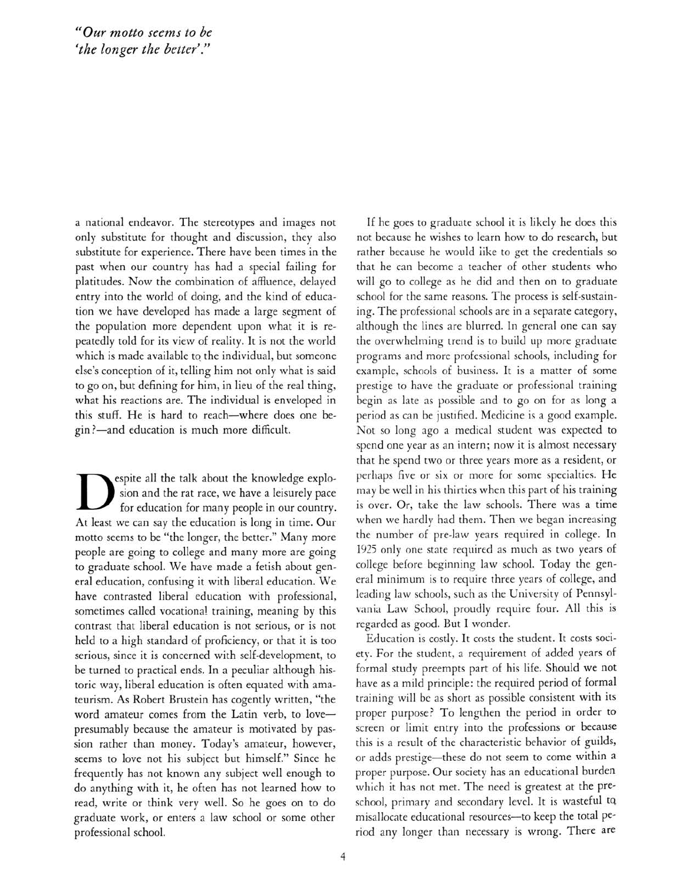*"Our motto seems to be 'the longer the better'."*

a national endeavor. The stereotypes and images not only substitute for thought and discussion, they also substitute for experience. There have been times in the past when our country has had a special failing for platitudes. Now the combination of affluence, delayed entry into the world of doing, and the kind of education we have developed has made a large segment of the population more dependent upon what it is repeatedly told for its view of reality. It is not the world which is made available to the individual, but someone else's conception of it, telling him not only what is said to go on, but defining for him, in lieu of the real thing, what his reactions are. The individual is enveloped in this stuff. He is hard to reach—where does one begin?—and education is much more difficult.

Despite all the talk about the knowledge explosion and the rat race, we have a leisurely pace for education for many people in our country. At least we can say the education is long in time. Our motto seems to be "the longer, the better." Many more people are going to college and many more are going to graduate school. We have made a fetish about general education, confusing it with liberal education. We have contrasted liberal education with professional, sometimes called vocational training, meaning by this contrast that liberal education is not serious, or is not held to a high standard of proficiency, or that it is too serious, since it is concerned with self-development, to be turned to practical ends. In a peculiar although historic way, liberal education is often equated with amateurism. As Robert Brustein has cogently written, "the word amateur comes from the Latin verb, to love—presumably because the amateur is motivated by passion rather than money. Today's amateur, however, seems to love not his subject but himself." Since he frequently has not known any subject well enough to do anything with it, he often has not learned how to read, write or think very well. So he goes on to do graduate work, or enters a law school or some other professional school.

If he goes to graduate school it is likely he does this not because he wishes to learn how to do research, but rather because he would like to get the credentials so that he can become a teacher of other students who will go to college as he did and then on to graduate school for the same reasons. The process is self-sustaining. The professional schools are in a separate category, although the lines are blurred. In general one can say the overwhelming trend is to build up more graduate programs and more professional schools, including for example, schools of business. It is a matter of some prestige to have the graduate or professional training begin as late as possible and to go on for as long a period as can be justified. Medicine is a good example. Not so long ago a medical student was expected to spend one year as an intern; now it is almost necessary that he spend two or three years more as a resident, or perhaps five or six or more for some specialties. He may be well in his thirties when this part of his training is over. Or, take the law schools. There was a time when we hardly had them. Then we began increasing the number of pre-law years required in college. In 1925 only one state required as much as two years of college before beginning law school. Today the general minimum is to require three years of college, and leading law schools, such as the University of Pennsylvania Law School, proudly require four. All this is regarded as good. But I wonder.

Education is costly. It costs the student. It costs society. For the student, a requirement of added years of formal study preempts part of his life. Should we not have as a mild principle: the required period of formal training will be as short as possible consistent with its proper purpose? To lengthen the period in order to screen or limit entry into the professions or because this is a result of the characteristic behavior of guilds, or adds prestige—these do not seem to come within a proper purpose. Our society has an educational burden which it has not met. The need is greatest at the preschool, primary and secondary level. It is wasteful to misallocate educational resources—to keep the total period any longer than necessary is wrong. There are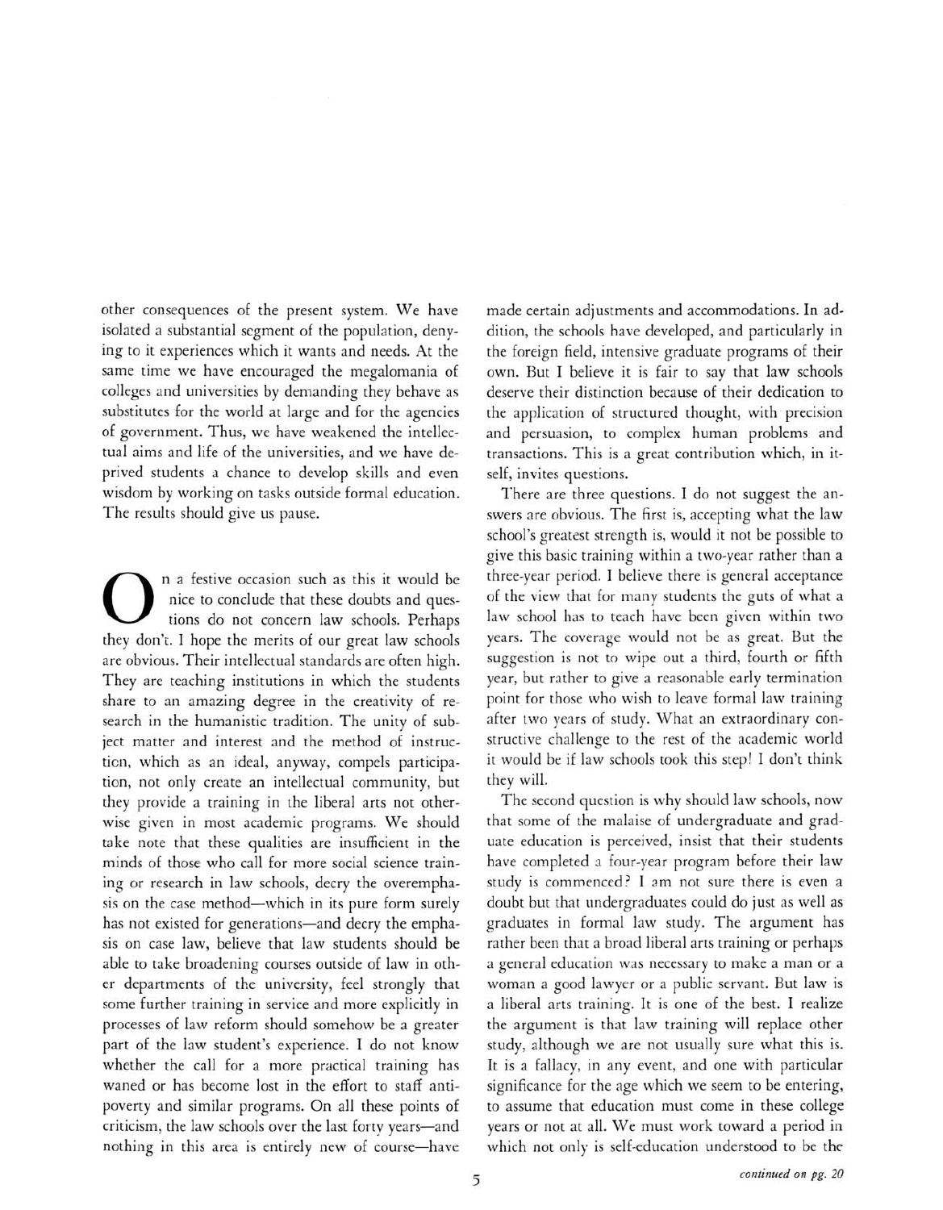other consequences of the present system. We have isolated a substantial segment of the population, denying to it experiences which it wants and needs. At the same time we have encouraged the megalomania of colleges and universities by demanding they behave as substitutes for the world at large and for the agencies of government. Thus, we have weakened the intellectual aims and life of the universities, and we have deprived students a chance to develop skills and even wisdom by working on tasks outside formal education. The results should give us pause.

On a festive occasion such as this it would be nice to conclude that these doubts and questions do not concern law schools. Perhaps they don't. I hope the merits of our great law schools are obvious. Their intellectual standards are often high. They are teaching institutions in which the students share to an amazing degree in the creativity of research in the humanistic tradition. The unity of subject matter and interest and the method of instruction, which as an ideal, anyway, compels participation, not only create an intellectual community, but they provide a training in the liberal arts not otherwise given in most academic programs. We should take note that these qualities are insufficient in the minds of those who call for more social science training or research in law schools, decry the overemphasis on the case method—which in its pure form surely has not existed for generations—and decry the emphasis on case law, believe that law students should be able to take broadening courses outside of law in other departments of the university, feel strongly that some further training in service and more explicitly in processes of law reform should somehow be a greater part of the law student's experience. I do not know whether the call for a more practical training has waned or has become lost in the effort to staff anti-poverty and similar programs. On all these points of criticism, the law schools over the last forty years—and nothing in this area is entirely new of course—have made certain adjustments and accommodations. In addition, the schools have developed, and particularly in the foreign field, intensive graduate programs of their own. But I believe it is fair to say that law schools deserve their distinction because of their dedication to the application of structured thought, with precision and persuasion, to complex human problems and transactions. This is a great contribution which, in itself, invites questions.

There are three questions. I do not suggest the answers are obvious. The first is, accepting what the law school's greatest strength is, would it not be possible to give this basic training within a two-year rather than a three-year period. I believe there is general acceptance of the view that for many students the guts of what a law school has to teach have been given within two years. The coverage would not be as great. But the suggestion is not to wipe out a third, fourth or fifth year, but rather to give a reasonable early termination point for those who wish to leave formal law training after two years of study. What an extraordinary constructive challenge to the rest of the academic world it would be if law schools took this step! I don't think they will.

The second question is why should law schools, now that some of the malaise of undergraduate and graduate education is perceived, insist that their students have completed a four-year program before their law study is commenced? I am not sure there is even a doubt but that undergraduates could do just as well as graduates in formal law study. The argument has rather been that a broad liberal arts training or perhaps a general education was necessary to make a man or a woman a good lawyer or a public servant. But law is a liberal arts training. It is one of the best. I realize the argument is that law training will replace other study, although we are not usually sure what this is. It is a fallacy, in any event, and one with particular significance for the age which we seem to be entering, to assume that education must come in these college years or not at all. We must work toward a period in which not only is self-education understood to be the

*continued on pg. 20*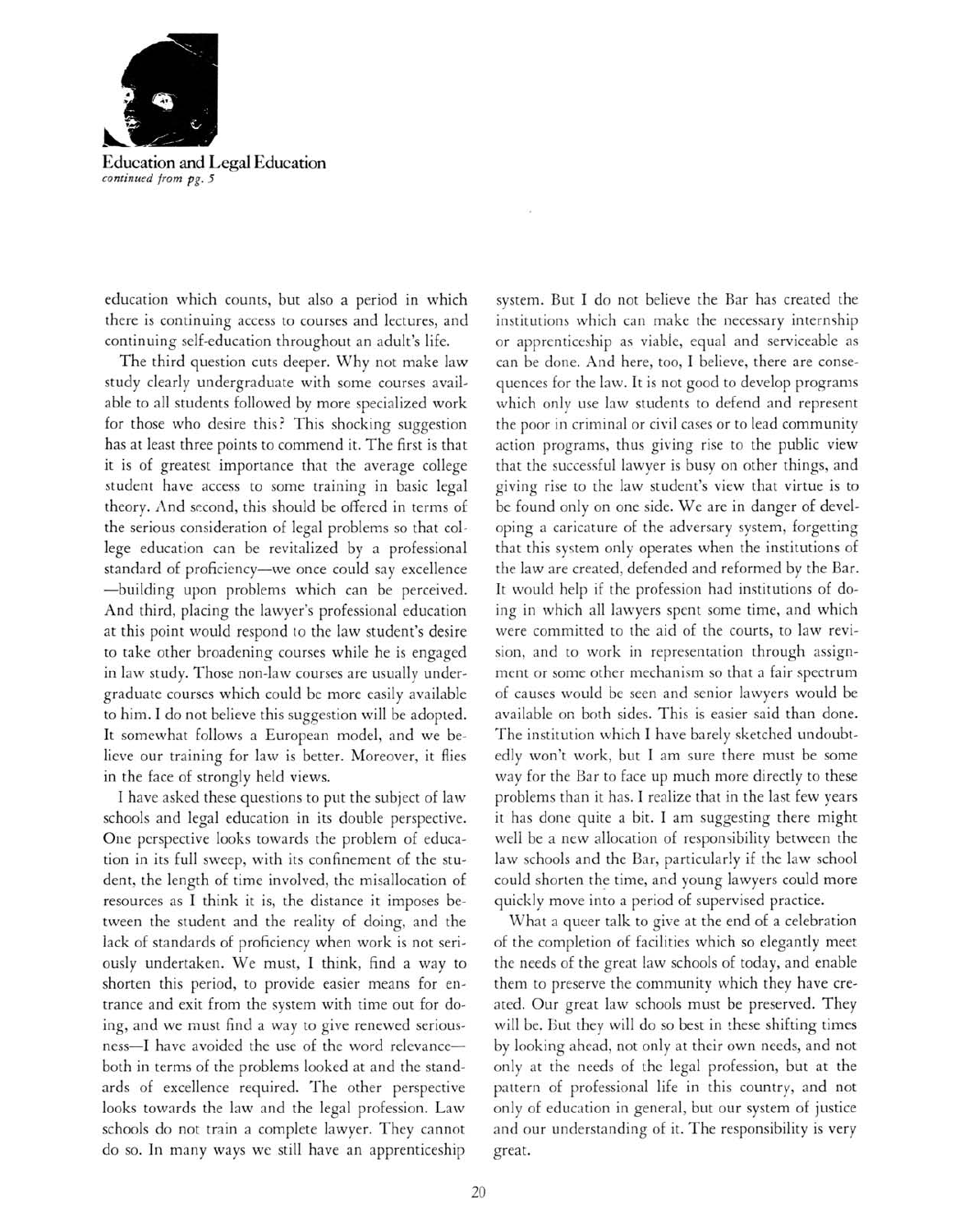**Education and Legal Education**
*continued from pg. 5*

education which counts, but also a period in which there is continuing access to courses and lectures, and continuing self-education throughout an adult's life.

The third question cuts deeper. Why not make law study clearly undergraduate with some courses available to all students followed by more specialized work for those who desire this? This shocking suggestion has at least three points to commend it. The first is that it is of greatest importance that the average college student have access to some training in basic legal theory. And second, this should be offered in terms of the serious consideration of legal problems so that college education can be revitalized by a professional standard of proficiency—we once could say excellence—building upon problems which can be perceived. And third, placing the lawyer's professional education at this point would respond to the law student's desire to take other broadening courses while he is engaged in law study. Those non-law courses are usually undergraduate courses which could be more easily available to him. I do not believe this suggestion will be adopted. It somewhat follows a European model, and we believe our training for law is better. Moreover, it flies in the face of strongly held views.

I have asked these questions to put the subject of law schools and legal education in its double perspective. One perspective looks towards the problem of education in its full sweep, with its confinement of the student, the length of time involved, the misallocation of resources as I think it is, the distance it imposes between the student and the reality of doing, and the lack of standards of proficiency when work is not seriously undertaken. We must, I think, find a way to shorten this period, to provide easier means for entrance and exit from the system with time out for doing, and we must find a way to give renewed seriousness—I have avoided the use of the word relevance—both in terms of the problems looked at and the standards of excellence required. The other perspective looks towards the law and the legal profession. Law schools do not train a complete lawyer. They cannot do so. In many ways we still have an apprenticeship system. But I do not believe the Bar has created the institutions which can make the necessary internship or apprenticeship as viable, equal and serviceable as can be done. And here, too, I believe, there are consequences for the law. It is not good to develop programs which only use law students to defend and represent the poor in criminal or civil cases or to lead community action programs, thus giving rise to the public view that the successful lawyer is busy on other things, and giving rise to the law student's view that virtue is to be found only on one side. We are in danger of developing a caricature of the adversary system, forgetting that this system only operates when the institutions of the law are created, defended and reformed by the Bar. It would help if the profession had institutions of doing in which all lawyers spent some time, and which were committed to the aid of the courts, to law revision, and to work in representation through assignment or some other mechanism so that a fair spectrum of causes would be seen and senior lawyers would be available on both sides. This is easier said than done. The institution which I have barely sketched undoubtedly won't work, but I am sure there must be some way for the Bar to face up much more directly to these problems than it has. I realize that in the last few years it has done quite a bit. I am suggesting there might well be a new allocation of responsibility between the law schools and the Bar, particularly if the law school could shorten the time, and young lawyers could more quickly move into a period of supervised practice.

What a queer talk to give at the end of a celebration of the completion of facilities which so elegantly meet the needs of the great law schools of today, and enable them to preserve the community which they have created. Our great law schools must be preserved. They will be. But they will do so best in these shifting times by looking ahead, not only at their own needs, and not only at the needs of the legal profession, but at the pattern of professional life in this country, and not only of education in general, but our system of justice and our understanding of it. The responsibility is very great.